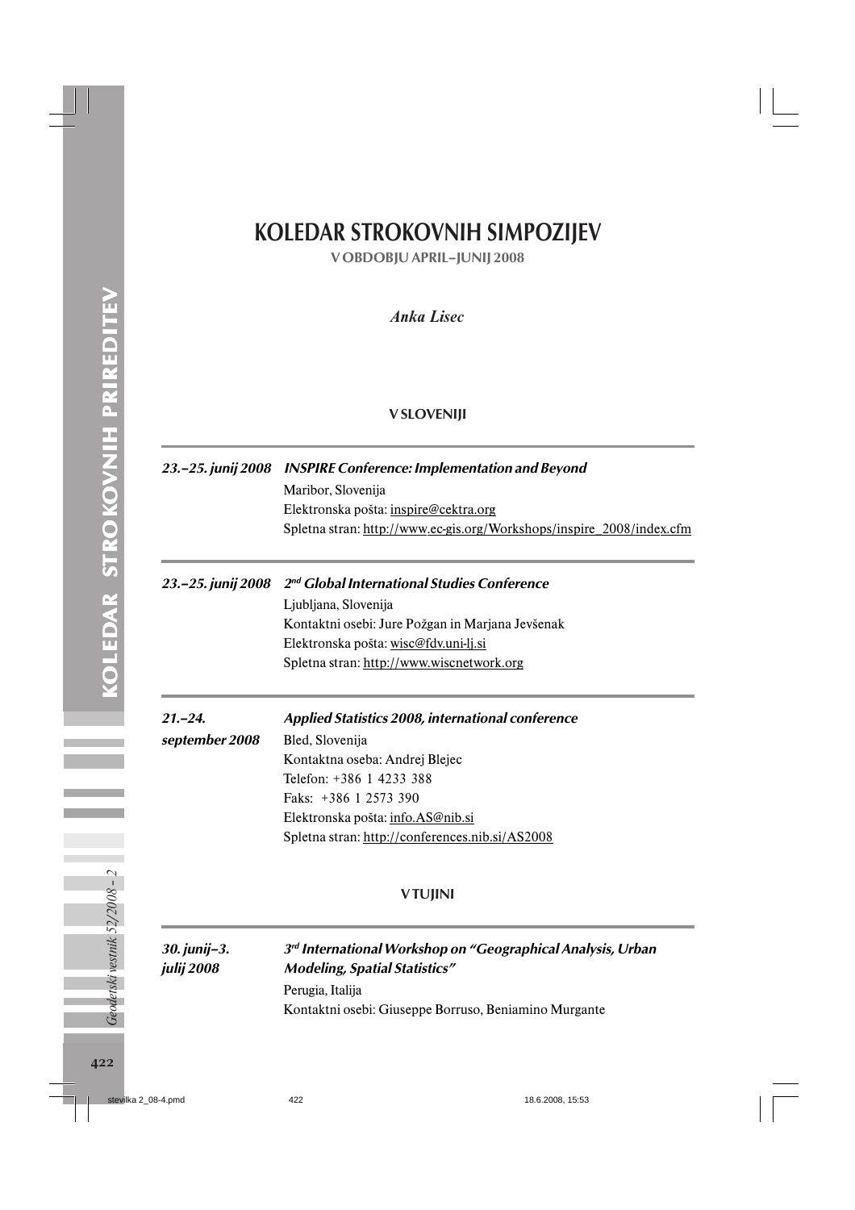# KOLEDAR STROKOVNIH SIMPOZIJEV

**V OBDOBJU APRIL–JUNIJ 2008**

*Anka Lisec*

## V SLOVENIJI

---

***23.–25. junij 2008*** — ***INSPIRE Conference: Implementation and Beyond***

Maribor, Slovenija
Elektronska pošta: inspire@cektra.org
Spletna stran: http://www.ec-gis.org/Workshops/inspire_2008/index.cfm

---

***23.–25. junij 2008*** — ***2nd Global International Studies Conference***

Ljubljana, Slovenija
Kontaktni osebi: Jure Požgan in Marjana Jevšenak
Elektronska pošta: wisc@fdv.uni-lj.si
Spletna stran: http://www.wiscnetwork.org

---

***21.–24. september 2008*** — ***Applied Statistics 2008, international conference***

Bled, Slovenija
Kontaktna oseba: Andrej Blejec
Telefon: +386 1 4233 388
Faks: +386 1 2573 390
Elektronska pošta: info.AS@nib.si
Spletna stran: http://conferences.nib.si/AS2008

## V TUJINI

---

***30. junij–3. julij 2008*** — ***3rd International Workshop on "Geographical Analysis, Urban Modeling, Spatial Statistics"***

Perugia, Italija
Kontaktni osebi: Giuseppe Borruso, Beniamino Murgante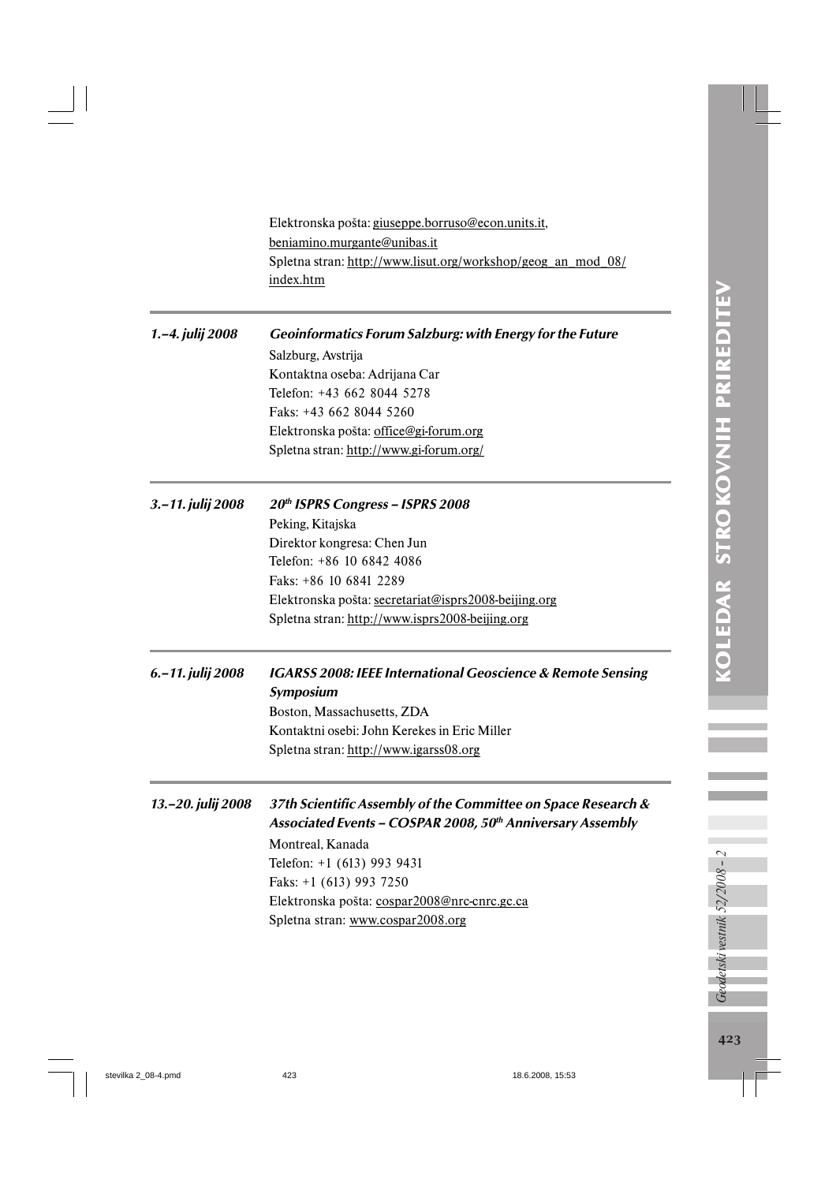Elektronska pošta: giuseppe.borruso@econ.units.it, beniamino.murgante@unibas.it
Spletna stran: http://www.lisut.org/workshop/geog_an_mod_08/index.htm

---

**1.–4. julij 2008**

***Geoinformatics Forum Salzburg: with Energy for the Future***

Salzburg, Avstrija
Kontaktna oseba: Adrijana Car
Telefon: +43 662 8044 5278
Faks: +43 662 8044 5260
Elektronska pošta: office@gi-forum.org
Spletna stran: http://www.gi-forum.org/

---

**3.–11. julij 2008**

***20th ISPRS Congress – ISPRS 2008***

Peking, Kitajska
Direktor kongresa: Chen Jun
Telefon: +86 10 6842 4086
Faks: +86 10 6841 2289
Elektronska pošta: secretariat@isprs2008-beijing.org
Spletna stran: http://www.isprs2008-beijing.org

---

**6.–11. julij 2008**

***IGARSS 2008: IEEE International Geoscience & Remote Sensing Symposium***

Boston, Massachusetts, ZDA
Kontaktni osebi: John Kerekes in Eric Miller
Spletna stran: http://www.igarss08.org

---

**13.–20. julij 2008**

***37th Scientific Assembly of the Committee on Space Research & Associated Events – COSPAR 2008, 50th Anniversary Assembly***

Montreal, Kanada
Telefon: +1 (613) 993 9431
Faks: +1 (613) 993 7250
Elektronska pošta: cospar2008@nrc-cnrc.gc.ca
Spletna stran: www.cospar2008.org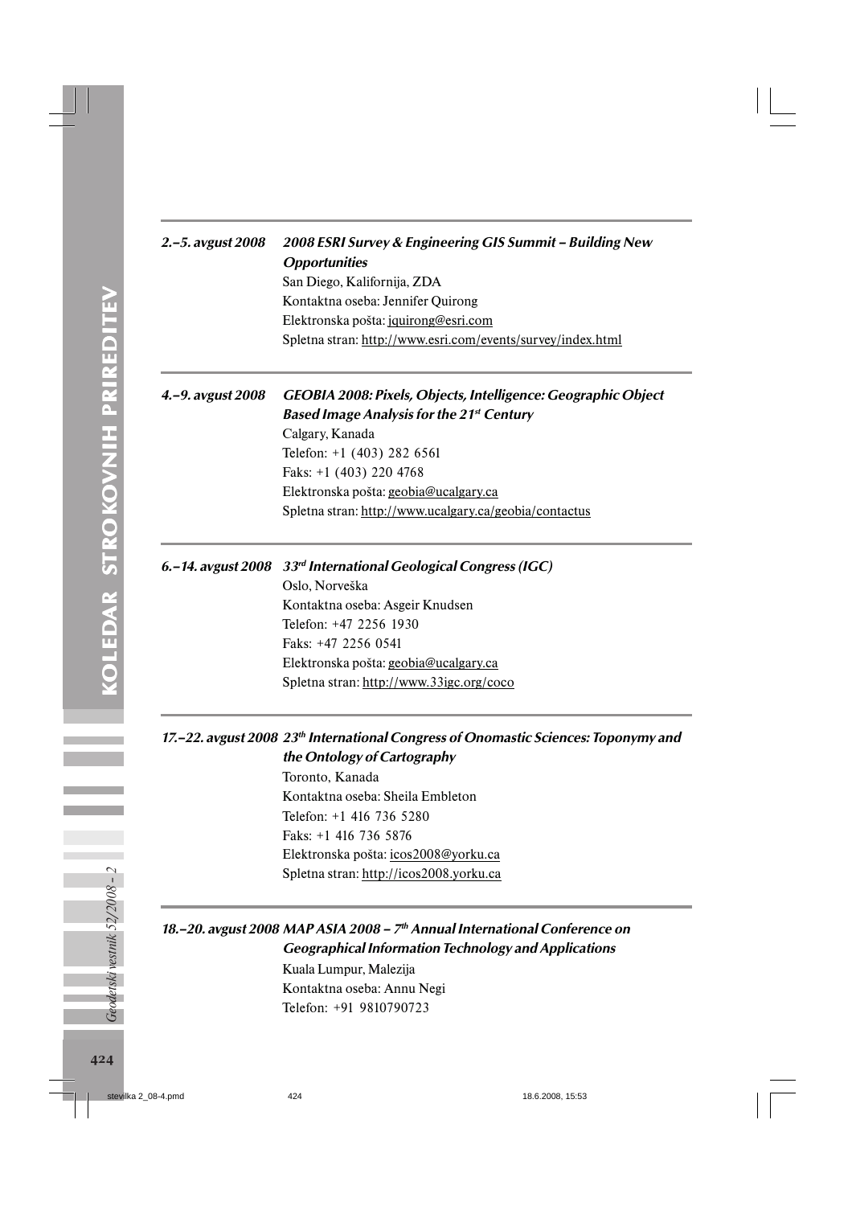**2.–5. avgust 2008** ***2008 ESRI Survey & Engineering GIS Summit – Building New Opportunities***
San Diego, Kalifornija, ZDA
Kontaktna oseba: Jennifer Quirong
Elektronska pošta: jquirong@esri.com
Spletna stran: http://www.esri.com/events/survey/index.html

---

**4.–9. avgust 2008** ***GEOBIA 2008: Pixels, Objects, Intelligence: Geographic Object Based Image Analysis for the 21st Century***
Calgary, Kanada
Telefon: +1 (403) 282 6561
Faks: +1 (403) 220 4768
Elektronska pošta: geobia@ucalgary.ca
Spletna stran: http://www.ucalgary.ca/geobia/contactus

---

**6.–14. avgust 2008** ***33rd International Geological Congress (IGC)***
Oslo, Norveška
Kontaktna oseba: Asgeir Knudsen
Telefon: +47 2256 1930
Faks: +47 2256 0541
Elektronska pošta: geobia@ucalgary.ca
Spletna stran: http://www.33igc.org/coco

---

**17.–22. avgust 2008** ***23th International Congress of Onomastic Sciences: Toponymy and the Ontology of Cartography***
Toronto, Kanada
Kontaktna oseba: Sheila Embleton
Telefon: +1 416 736 5280
Faks: +1 416 736 5876
Elektronska pošta: icos2008@yorku.ca
Spletna stran: http://icos2008.yorku.ca

---

**18.–20. avgust 2008** ***MAP ASIA 2008 – 7th Annual International Conference on Geographical Information Technology and Applications***
Kuala Lumpur, Malezija
Kontaktna oseba: Annu Negi
Telefon: +91 9810790723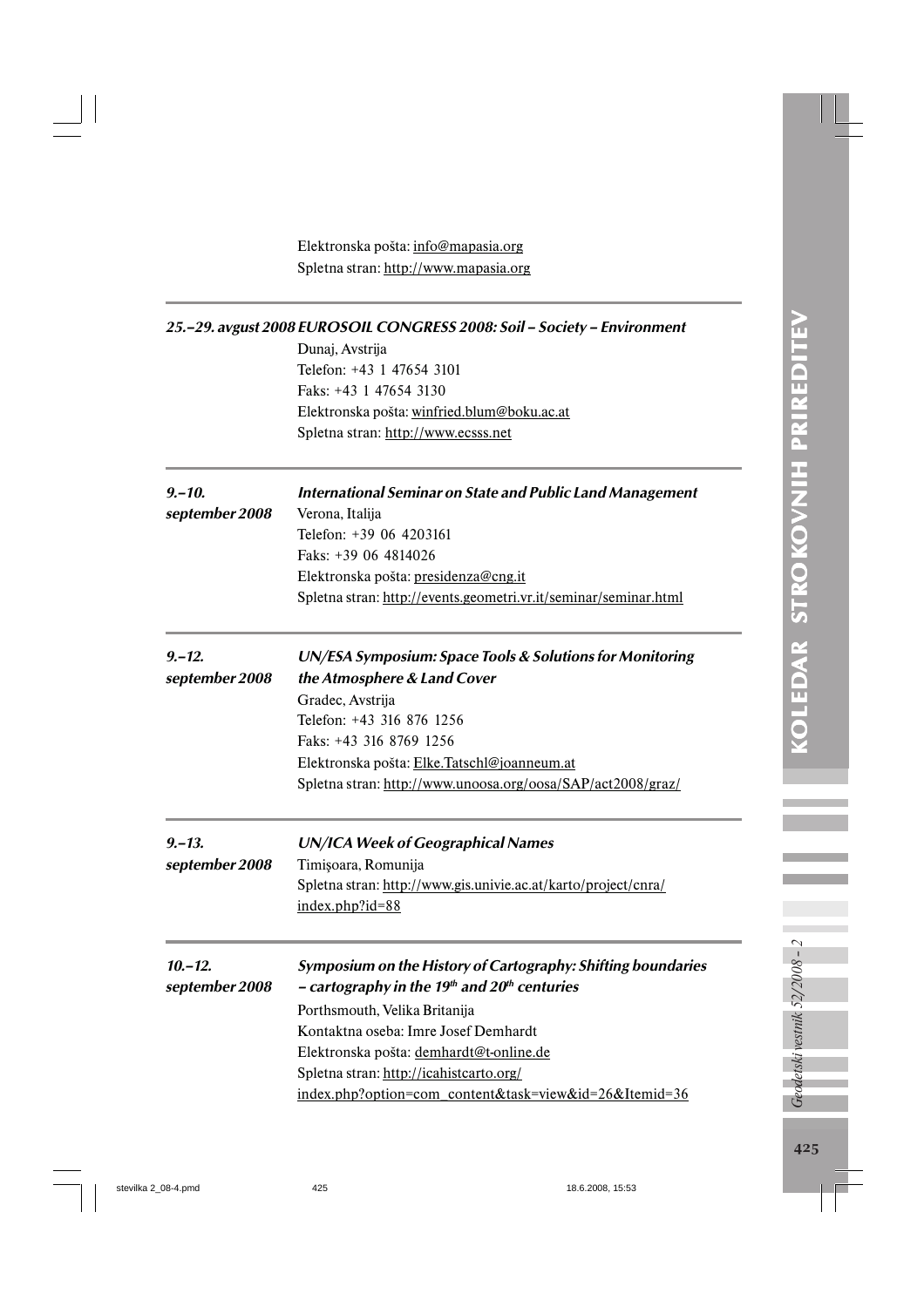Elektronska pošta: info@mapasia.org
Spletna stran: http://www.mapasia.org

---

***25.–29. avgust 2008*** ***EUROSOIL CONGRESS 2008: Soil – Society – Environment***

Dunaj, Avstrija
Telefon: +43 1 47654 3101
Faks: +43 1 47654 3130
Elektronska pošta: winfried.blum@boku.ac.at
Spletna stran: http://www.ecsss.net

---

***9.–10. september 2008*** ***International Seminar on State and Public Land Management***

Verona, Italija
Telefon: +39 06 4203161
Faks: +39 06 4814026
Elektronska pošta: presidenza@cng.it
Spletna stran: http://events.geometri.vr.it/seminar/seminar.html

---

***9.–12. september 2008*** ***UN/ESA Symposium: Space Tools & Solutions for Monitoring the Atmosphere & Land Cover***

Gradec, Avstrija
Telefon: +43 316 876 1256
Faks: +43 316 8769 1256
Elektronska pošta: Elke.Tatschl@joanneum.at
Spletna stran: http://www.unoosa.org/oosa/SAP/act2008/graz/

---

***9.–13. september 2008*** ***UN/ICA Week of Geographical Names***

Timişoara, Romunija
Spletna stran: http://www.gis.univie.ac.at/karto/project/cnra/index.php?id=88

---

***10.–12. september 2008*** ***Symposium on the History of Cartography: Shifting boundaries – cartography in the 19th and 20th centuries***

Porthsmouth, Velika Britanija
Kontaktna oseba: Imre Josef Demhardt
Elektronska pošta: demhardt@t-online.de
Spletna stran: http://icahistcarto.org/index.php?option=com_content&task=view&id=26&Itemid=36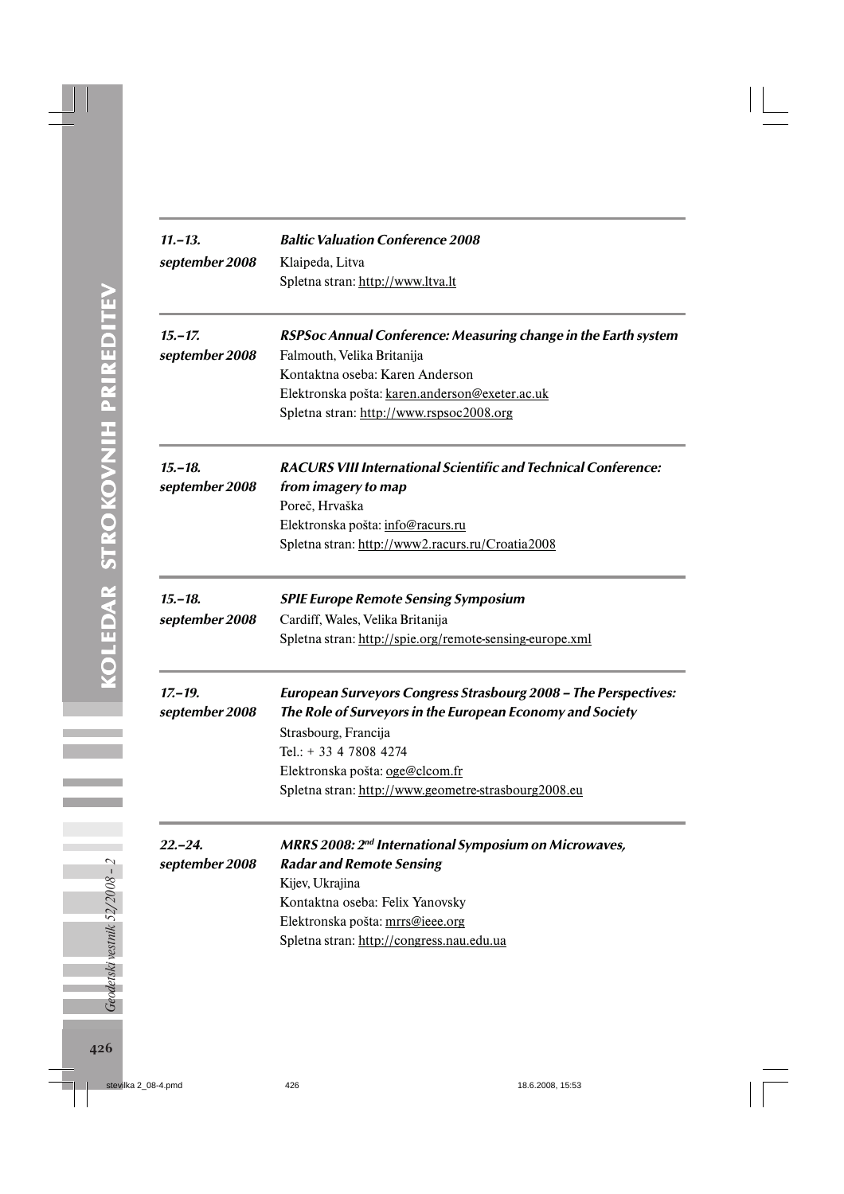**11.–13. september 2008** | ***Baltic Valuation Conference 2008***

Klaipeda, Litva
Spletna stran: http://www.ltva.lt

---

**15.–17. september 2008** | ***RSPSoc Annual Conference: Measuring change in the Earth system***

Falmouth, Velika Britanija
Kontaktna oseba: Karen Anderson
Elektronska pošta: karen.anderson@exeter.ac.uk
Spletna stran: http://www.rspsoc2008.org

---

**15.–18. september 2008** | ***RACURS VIII International Scientific and Technical Conference: from imagery to map***

Poreč, Hrvaška
Elektronska pošta: info@racurs.ru
Spletna stran: http://www2.racurs.ru/Croatia2008

---

**15.–18. september 2008** | ***SPIE Europe Remote Sensing Symposium***

Cardiff, Wales, Velika Britanija
Spletna stran: http://spie.org/remote-sensing-europe.xml

---

**17.–19. september 2008** | ***European Surveyors Congress Strasbourg 2008 – The Perspectives: The Role of Surveyors in the European Economy and Society***

Strasbourg, Francija
Tel.: + 33 4 7808 4274
Elektronska pošta: oge@clcom.fr
Spletna stran: http://www.geometre-strasbourg2008.eu

---

**22.–24. september 2008** | ***MRRS 2008: 2nd International Symposium on Microwaves, Radar and Remote Sensing***

Kijev, Ukrajina
Kontaktna oseba: Felix Yanovsky
Elektronska pošta: mrrs@ieee.org
Spletna stran: http://congress.nau.edu.ua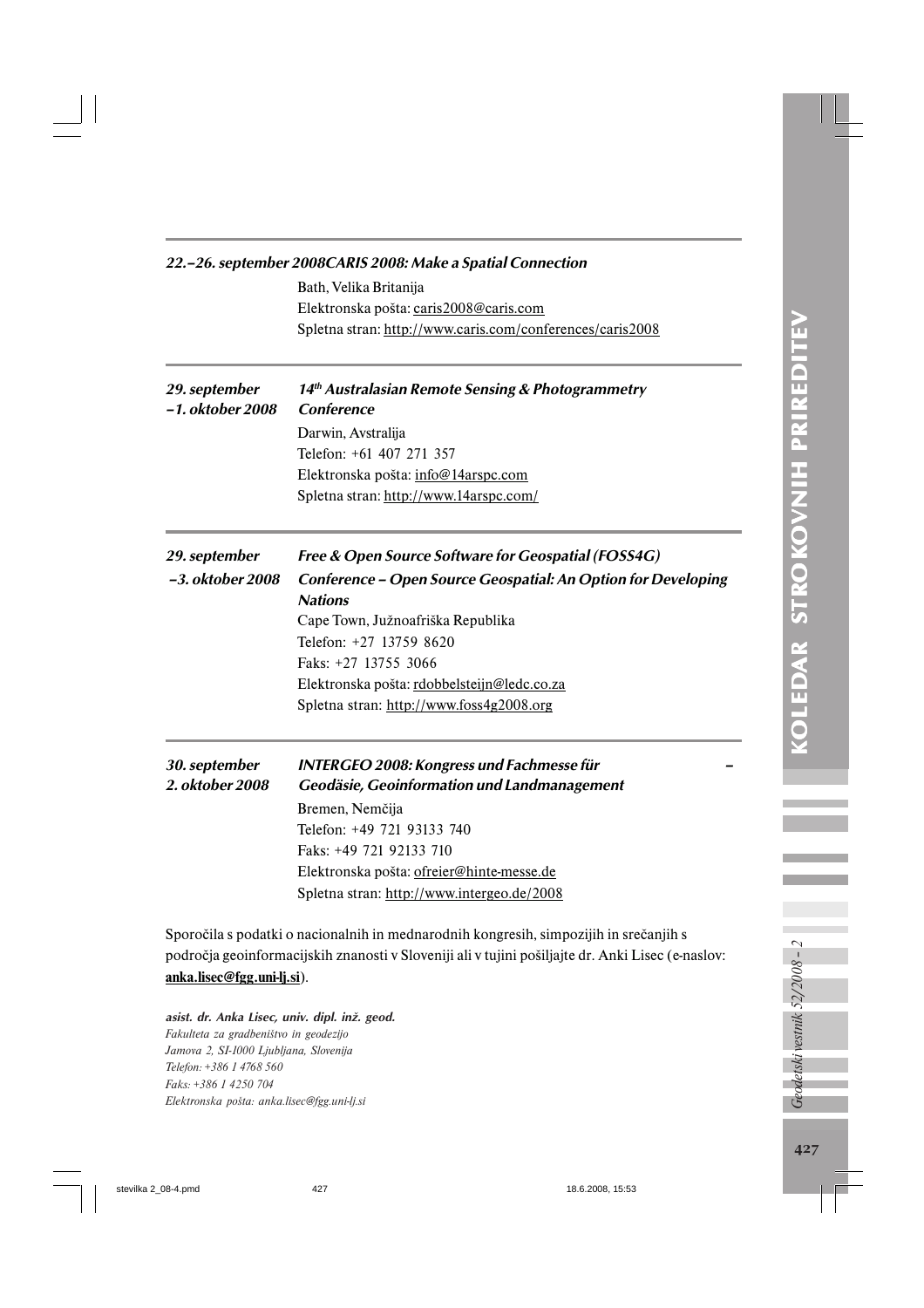**22.–26. september 2008CARIS 2008: Make a Spatial Connection**

Bath, Velika Britanija
Elektronska pošta: caris2008@caris.com
Spletna stran: http://www.caris.com/conferences/caris2008

---

***29. september –1. oktober 2008*** ***14th Australasian Remote Sensing & Photogrammetry Conference***

Darwin, Avstralija
Telefon: +61 407 271 357
Elektronska pošta: info@14arspc.com
Spletna stran: http://www.14arspc.com/

---

***29. september –3. oktober 2008*** ***Free & Open Source Software for Geospatial (FOSS4G) Conference – Open Source Geospatial: An Option for Developing Nations***

Cape Town, Južnoafriška Republika
Telefon: +27 13759 8620
Faks: +27 13755 3066
Elektronska pošta: rdobbelsteijn@ledc.co.za
Spletna stran: http://www.foss4g2008.org

---

***30. september – 2. oktober 2008*** ***INTERGEO 2008: Kongress und Fachmesse für Geodäsie, Geoinformation und Landmanagement***

Bremen, Nemčija
Telefon: +49 721 93133 740
Faks: +49 721 92133 710
Elektronska pošta: ofreier@hinte-messe.de
Spletna stran: http://www.intergeo.de/2008

Sporočila s podatki o nacionalnih in mednarodnih kongresih, simpozijih in srečanjih s področja geoinformacijskih znanosti v Sloveniji ali v tujini pošiljajte dr. Anki Lisec (e-naslov: **anka.lisec@fgg.uni-lj.si**).

***asist. dr. Anka Lisec, univ. dipl. inž. geod.***
*Fakulteta za gradbeništvo in geodezijo*
*Jamova 2, SI-1000 Ljubljana, Slovenija*
*Telefon: +386 1 4768 560*
*Faks: +386 1 4250 704*
*Elektronska pošta: anka.lisec@fgg.uni-lj.si*